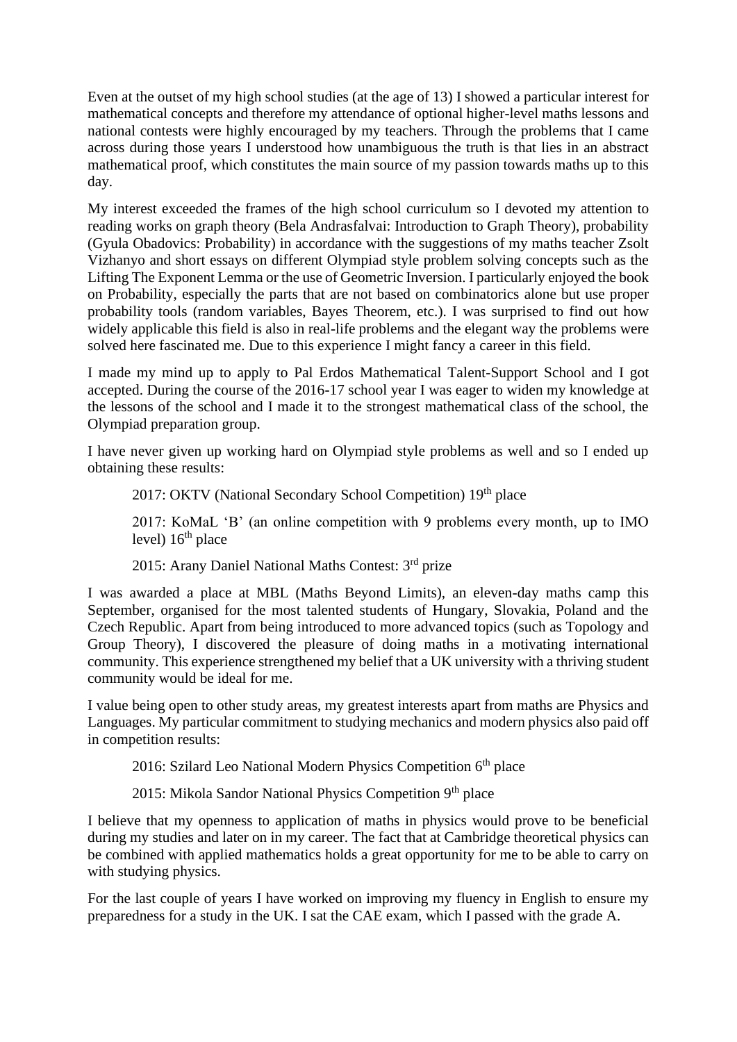Even at the outset of my high school studies (at the age of 13) I showed a particular interest for mathematical concepts and therefore my attendance of optional higher-level maths lessons and national contests were highly encouraged by my teachers. Through the problems that I came across during those years I understood how unambiguous the truth is that lies in an abstract mathematical proof, which constitutes the main source of my passion towards maths up to this day.

My interest exceeded the frames of the high school curriculum so I devoted my attention to reading works on graph theory (Bela Andrasfalvai: Introduction to Graph Theory), probability (Gyula Obadovics: Probability) in accordance with the suggestions of my maths teacher Zsolt Vizhanyo and short essays on different Olympiad style problem solving concepts such as the Lifting The Exponent Lemma or the use of Geometric Inversion. I particularly enjoyed the book on Probability, especially the parts that are not based on combinatorics alone but use proper probability tools (random variables, Bayes Theorem, etc.). I was surprised to find out how widely applicable this field is also in real-life problems and the elegant way the problems were solved here fascinated me. Due to this experience I might fancy a career in this field.

I made my mind up to apply to Pal Erdos Mathematical Talent-Support School and I got accepted. During the course of the 2016-17 school year I was eager to widen my knowledge at the lessons of the school and I made it to the strongest mathematical class of the school, the Olympiad preparation group.

I have never given up working hard on Olympiad style problems as well and so I ended up obtaining these results:

> 2017: OKTV (National Secondary School Competition) 19th place
>
> 2017: KoMaL 'B' (an online competition with 9 problems every month, up to IMO level) 16th place
>
> 2015: Arany Daniel National Maths Contest: 3rd prize

I was awarded a place at MBL (Maths Beyond Limits), an eleven-day maths camp this September, organised for the most talented students of Hungary, Slovakia, Poland and the Czech Republic. Apart from being introduced to more advanced topics (such as Topology and Group Theory), I discovered the pleasure of doing maths in a motivating international community. This experience strengthened my belief that a UK university with a thriving student community would be ideal for me.

I value being open to other study areas, my greatest interests apart from maths are Physics and Languages. My particular commitment to studying mechanics and modern physics also paid off in competition results:

> 2016: Szilard Leo National Modern Physics Competition 6th place
>
> 2015: Mikola Sandor National Physics Competition 9th place

I believe that my openness to application of maths in physics would prove to be beneficial during my studies and later on in my career. The fact that at Cambridge theoretical physics can be combined with applied mathematics holds a great opportunity for me to be able to carry on with studying physics.

For the last couple of years I have worked on improving my fluency in English to ensure my preparedness for a study in the UK. I sat the CAE exam, which I passed with the grade A.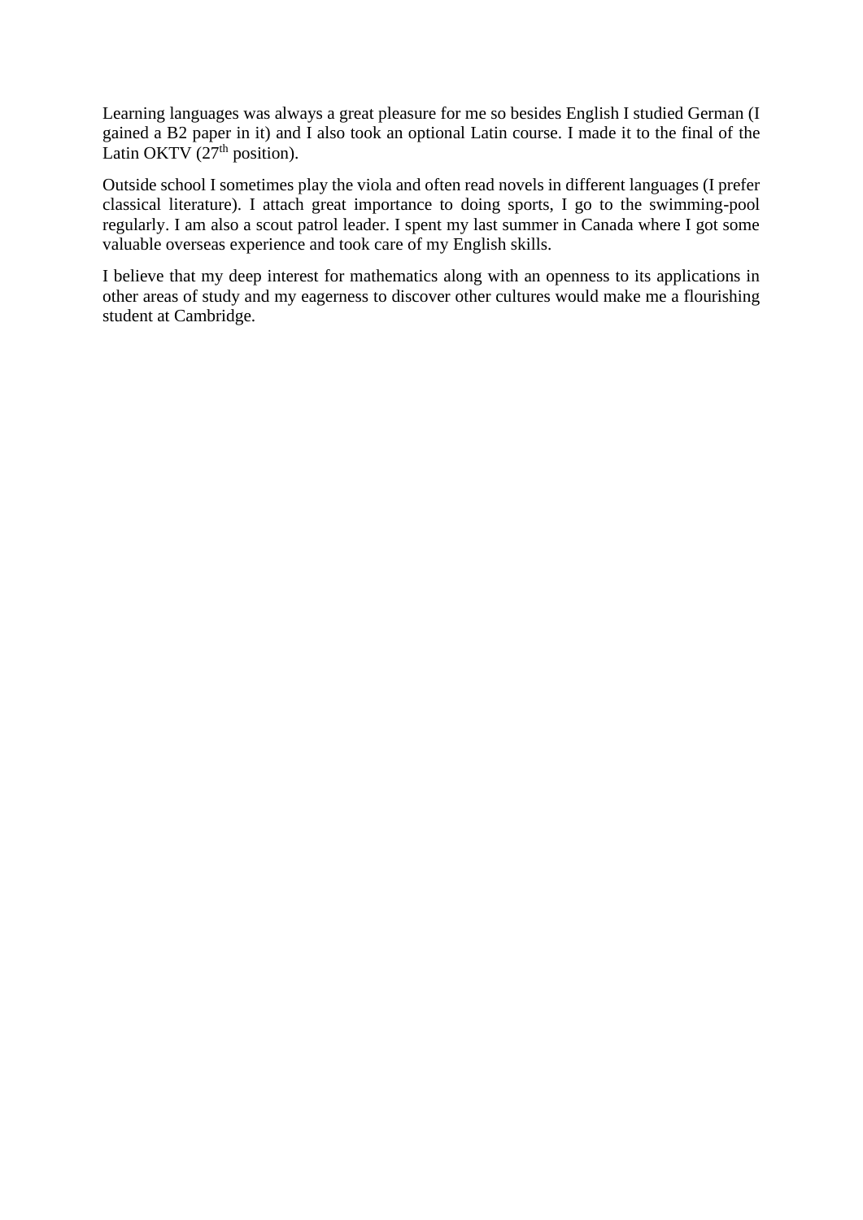Learning languages was always a great pleasure for me so besides English I studied German (I gained a B2 paper in it) and I also took an optional Latin course. I made it to the final of the Latin OKTV (27th position).

Outside school I sometimes play the viola and often read novels in different languages (I prefer classical literature). I attach great importance to doing sports, I go to the swimming-pool regularly. I am also a scout patrol leader. I spent my last summer in Canada where I got some valuable overseas experience and took care of my English skills.

I believe that my deep interest for mathematics along with an openness to its applications in other areas of study and my eagerness to discover other cultures would make me a flourishing student at Cambridge.